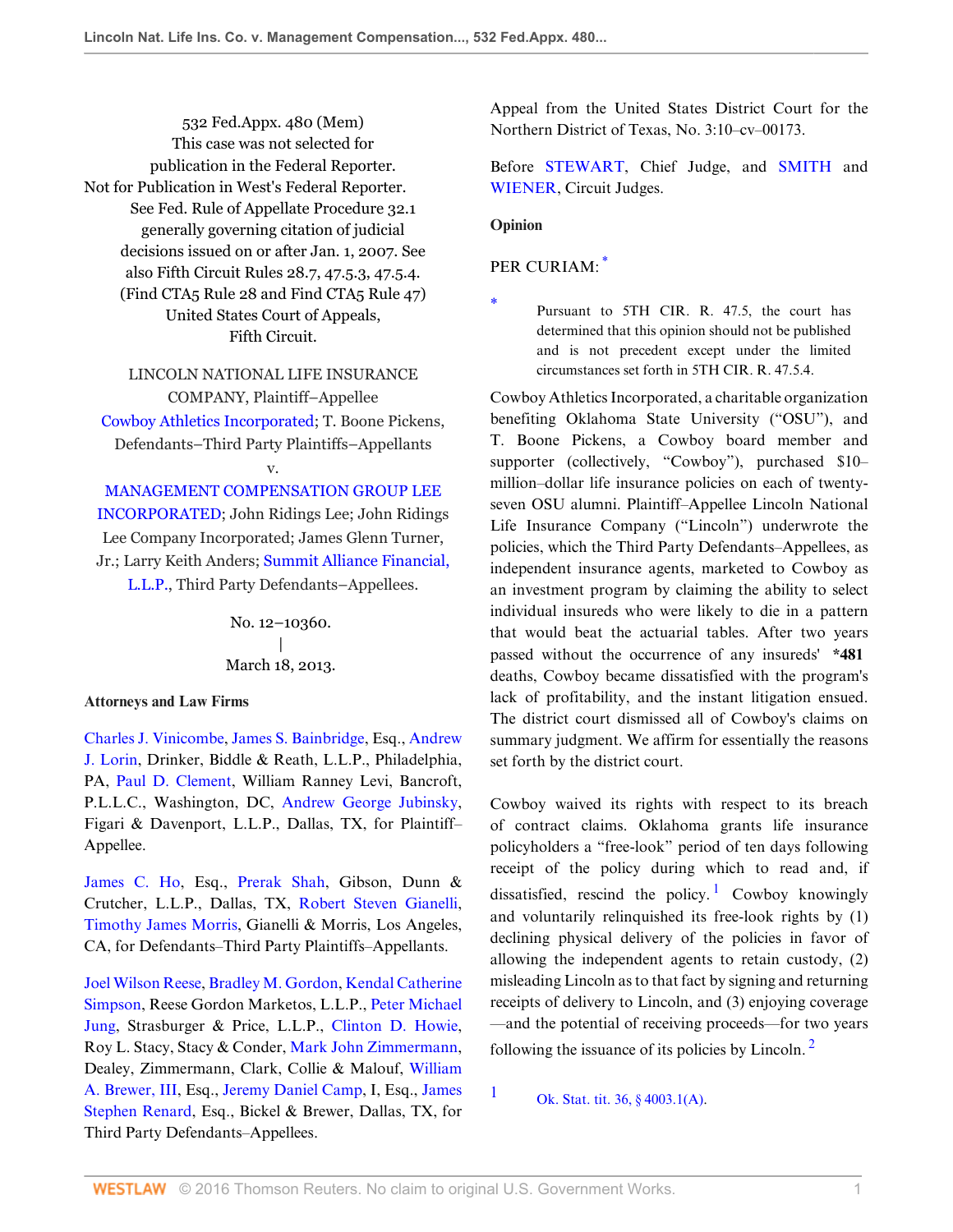532 Fed.Appx. 480 (Mem)
This case was not selected for publication in the Federal Reporter.
Not for Publication in West's Federal Reporter.
See Fed. Rule of Appellate Procedure 32.1 generally governing citation of judicial decisions issued on or after Jan. 1, 2007. See also Fifth Circuit Rules 28.7, 47.5.3, 47.5.4. (Find CTA5 Rule 28 and Find CTA5 Rule 47)
United States Court of Appeals, Fifth Circuit.

LINCOLN NATIONAL LIFE INSURANCE COMPANY, Plaintiff–Appellee
Cowboy Athletics Incorporated; T. Boone Pickens, Defendants–Third Party Plaintiffs–Appellants
v.
MANAGEMENT COMPENSATION GROUP LEE INCORPORATED; John Ridings Lee; John Ridings Lee Company Incorporated; James Glenn Turner, Jr.; Larry Keith Anders; Summit Alliance Financial, L.L.P., Third Party Defendants–Appellees.

No. 12–10360.
|
March 18, 2013.

**Attorneys and Law Firms**

Charles J. Vinicombe, James S. Bainbridge, Esq., Andrew J. Lorin, Drinker, Biddle & Reath, L.L.P., Philadelphia, PA, Paul D. Clement, William Ranney Levi, Bancroft, P.L.L.C., Washington, DC, Andrew George Jubinsky, Figari & Davenport, L.L.P., Dallas, TX, for Plaintiff–Appellee.

James C. Ho, Esq., Prerak Shah, Gibson, Dunn & Crutcher, L.L.P., Dallas, TX, Robert Steven Gianelli, Timothy James Morris, Gianelli & Morris, Los Angeles, CA, for Defendants–Third Party Plaintiffs–Appellants.

Joel Wilson Reese, Bradley M. Gordon, Kendal Catherine Simpson, Reese Gordon Marketos, L.L.P., Peter Michael Jung, Strasburger & Price, L.L.P., Clinton D. Howie, Roy L. Stacy, Stacy & Conder, Mark John Zimmermann, Dealey, Zimmermann, Clark, Collie & Malouf, William A. Brewer, III, Esq., Jeremy Daniel Camp, I, Esq., James Stephen Renard, Esq., Bickel & Brewer, Dallas, TX, for Third Party Defendants–Appellees.

Appeal from the United States District Court for the Northern District of Texas, No. 3:10–cv–00173.

Before STEWART, Chief Judge, and SMITH and WIENER, Circuit Judges.

**Opinion**

PER CURIAM: [*]

[*] Pursuant to 5TH CIR. R. 47.5, the court has determined that this opinion should not be published and is not precedent except under the limited circumstances set forth in 5TH CIR. R. 47.5.4.

Cowboy Athletics Incorporated, a charitable organization benefiting Oklahoma State University ("OSU"), and T. Boone Pickens, a Cowboy board member and supporter (collectively, "Cowboy"), purchased $10–million–dollar life insurance policies on each of twenty-seven OSU alumni. Plaintiff–Appellee Lincoln National Life Insurance Company ("Lincoln") underwrote the policies, which the Third Party Defendants–Appellees, as independent insurance agents, marketed to Cowboy as an investment program by claiming the ability to select individual insureds who were likely to die in a pattern that would beat the actuarial tables. After two years passed without the occurrence of any insureds' **\*481** deaths, Cowboy became dissatisfied with the program's lack of profitability, and the instant litigation ensued. The district court dismissed all of Cowboy's claims on summary judgment. We affirm for essentially the reasons set forth by the district court.

Cowboy waived its rights with respect to its breach of contract claims. Oklahoma grants life insurance policyholders a "free-look" period of ten days following receipt of the policy during which to read and, if dissatisfied, rescind the policy. [1] Cowboy knowingly and voluntarily relinquished its free-look rights by (1) declining physical delivery of the policies in favor of allowing the independent agents to retain custody, (2) misleading Lincoln as to that fact by signing and returning receipts of delivery to Lincoln, and (3) enjoying coverage —and the potential of receiving proceeds—for two years following the issuance of its policies by Lincoln. [2]

[1] Ok. Stat. tit. 36, § 4003.1(A).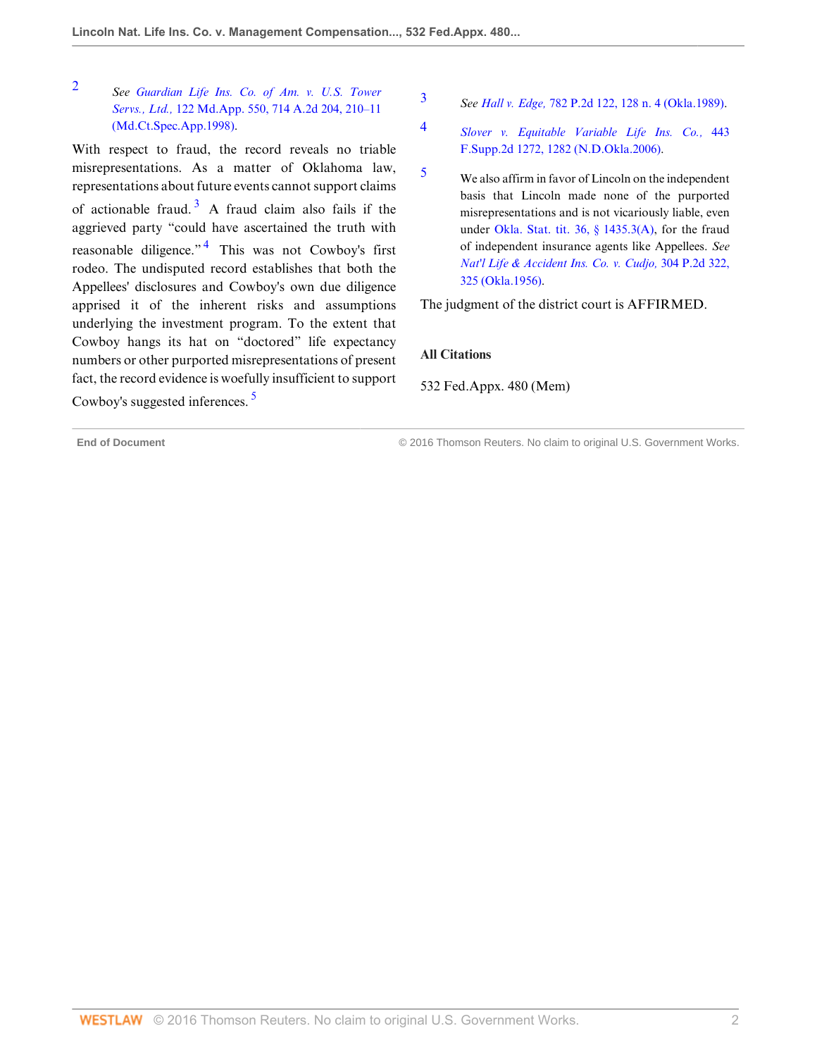2 *See Guardian Life Ins. Co. of Am. v. U.S. Tower Servs., Ltd.,* 122 Md.App. 550, 714 A.2d 204, 210–11 (Md.Ct.Spec.App.1998).

With respect to fraud, the record reveals no triable misrepresentations. As a matter of Oklahoma law, representations about future events cannot support claims of actionable fraud.[3] A fraud claim also fails if the aggrieved party "could have ascertained the truth with reasonable diligence."[4] This was not Cowboy's first rodeo. The undisputed record establishes that both the Appellees' disclosures and Cowboy's own due diligence apprised it of the inherent risks and assumptions underlying the investment program. To the extent that Cowboy hangs its hat on "doctored" life expectancy numbers or other purported misrepresentations of present fact, the record evidence is woefully insufficient to support Cowboy's suggested inferences.[5]

3 *See Hall v. Edge,* 782 P.2d 122, 128 n. 4 (Okla.1989).

4 *Slover v. Equitable Variable Life Ins. Co.,* 443 F.Supp.2d 1272, 1282 (N.D.Okla.2006).

5 We also affirm in favor of Lincoln on the independent basis that Lincoln made none of the purported misrepresentations and is not vicariously liable, even under Okla. Stat. tit. 36, § 1435.3(A), for the fraud of independent insurance agents like Appellees. *See Nat'l Life & Accident Ins. Co. v. Cudjo,* 304 P.2d 322, 325 (Okla.1956).

The judgment of the district court is AFFIRMED.

**All Citations**

532 Fed.Appx. 480 (Mem)

End of Document